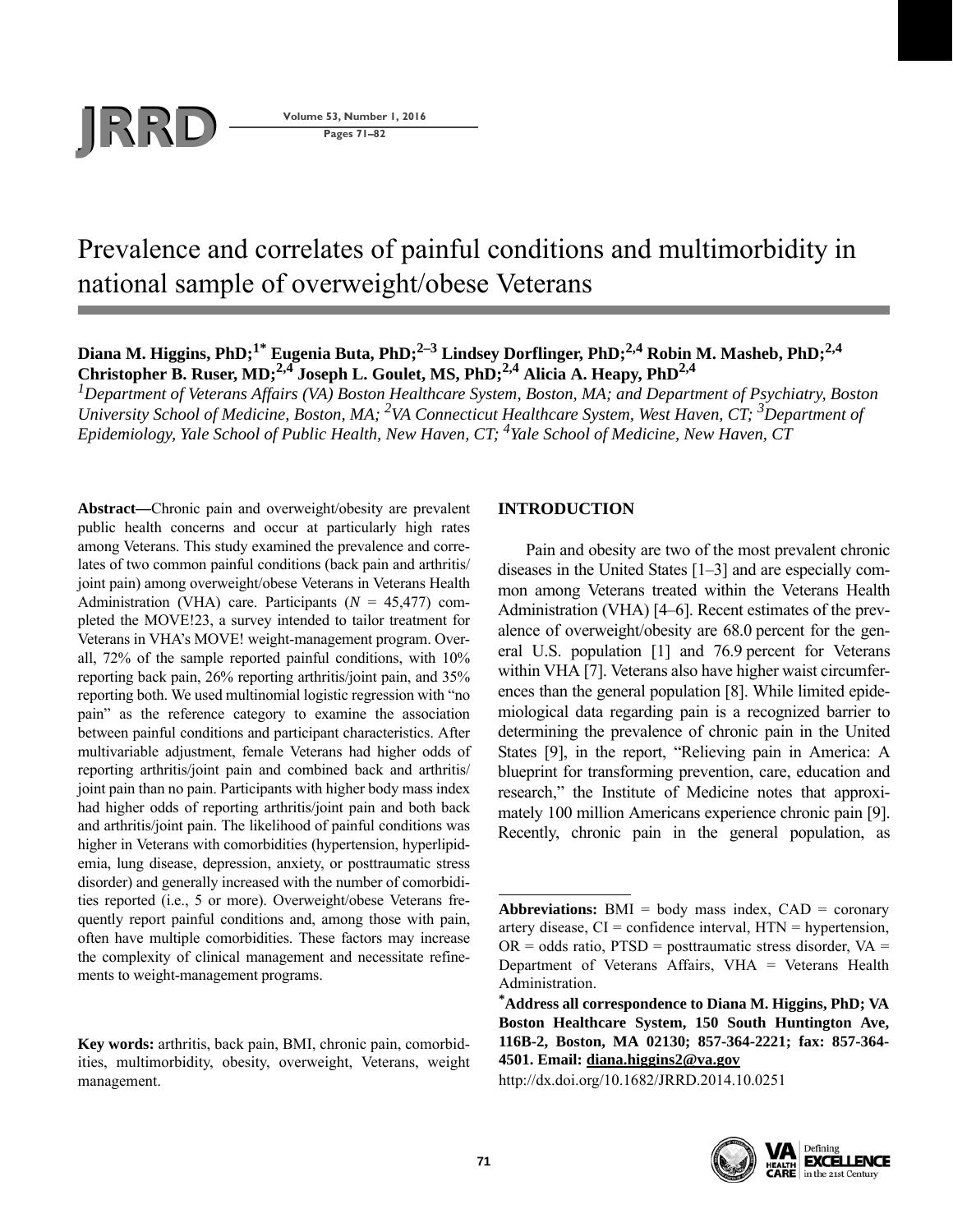# Prevalence and correlates of painful conditions and multimorbidity in national sample of overweight/obese Veterans

**Diana M. Higgins, PhD;[1*] Eugenia Buta, PhD;[2–3] Lindsey Dorflinger, PhD;[2,4] Robin M. Masheb, PhD;[2,4] Christopher B. Ruser, MD;[2,4] Joseph L. Goulet, MS, PhD;[2,4] Alicia A. Heapy, PhD[2,4]**

*[1]Department of Veterans Affairs (VA) Boston Healthcare System, Boston, MA; and Department of Psychiatry, Boston University School of Medicine, Boston, MA; [2]VA Connecticut Healthcare System, West Haven, CT; [3]Department of Epidemiology, Yale School of Public Health, New Haven, CT; [4]Yale School of Medicine, New Haven, CT*

**Abstract**—Chronic pain and overweight/obesity are prevalent public health concerns and occur at particularly high rates among Veterans. This study examined the prevalence and correlates of two common painful conditions (back pain and arthritis/joint pain) among overweight/obese Veterans in Veterans Health Administration (VHA) care. Participants ($N$ = 45,477) completed the MOVE!23, a survey intended to tailor treatment for Veterans in VHA's MOVE! weight-management program. Overall, 72% of the sample reported painful conditions, with 10% reporting back pain, 26% reporting arthritis/joint pain, and 35% reporting both. We used multinomial logistic regression with "no pain" as the reference category to examine the association between painful conditions and participant characteristics. After multivariable adjustment, female Veterans had higher odds of reporting arthritis/joint pain and combined back and arthritis/joint pain than no pain. Participants with higher body mass index had higher odds of reporting arthritis/joint pain and both back and arthritis/joint pain. The likelihood of painful conditions was higher in Veterans with comorbidities (hypertension, hyperlipidemia, lung disease, depression, anxiety, or posttraumatic stress disorder) and generally increased with the number of comorbidities reported (i.e., 5 or more). Overweight/obese Veterans frequently report painful conditions and, among those with pain, often have multiple comorbidities. These factors may increase the complexity of clinical management and necessitate refinements to weight-management programs.

**Key words:** arthritis, back pain, BMI, chronic pain, comorbidities, multimorbidity, obesity, overweight, Veterans, weight management.

## INTRODUCTION

Pain and obesity are two of the most prevalent chronic diseases in the United States [1–3] and are especially common among Veterans treated within the Veterans Health Administration (VHA) [4–6]. Recent estimates of the prevalence of overweight/obesity are 68.0 percent for the general U.S. population [1] and 76.9 percent for Veterans within VHA [7]. Veterans also have higher waist circumferences than the general population [8]. While limited epidemiological data regarding pain is a recognized barrier to determining the prevalence of chronic pain in the United States [9], in the report, "Relieving pain in America: A blueprint for transforming prevention, care, education and research," the Institute of Medicine notes that approximately 100 million Americans experience chronic pain [9]. Recently, chronic pain in the general population, as

---

**Abbreviations:** BMI = body mass index, CAD = coronary artery disease, CI = confidence interval, HTN = hypertension, OR = odds ratio, PTSD = posttraumatic stress disorder, VA = Department of Veterans Affairs, VHA = Veterans Health Administration.

**[*]Address all correspondence to Diana M. Higgins, PhD; VA Boston Healthcare System, 150 South Huntington Ave, 116B-2, Boston, MA 02130; 857-364-2221; fax: 857-364-4501. Email: diana.higgins2@va.gov**

http://dx.doi.org/10.1682/JRRD.2014.10.0251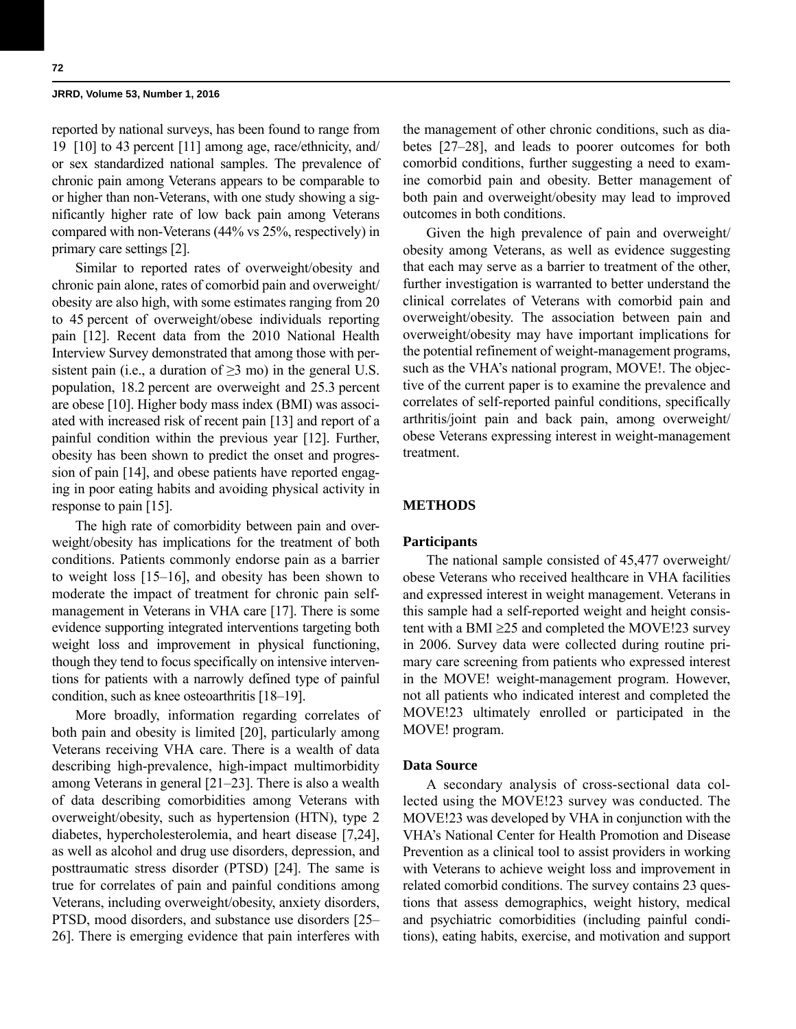reported by national surveys, has been found to range from 19 [10] to 43 percent [11] among age, race/ethnicity, and/or sex standardized national samples. The prevalence of chronic pain among Veterans appears to be comparable to or higher than non-Veterans, with one study showing a significantly higher rate of low back pain among Veterans compared with non-Veterans (44% vs 25%, respectively) in primary care settings [2].

Similar to reported rates of overweight/obesity and chronic pain alone, rates of comorbid pain and overweight/obesity are also high, with some estimates ranging from 20 to 45 percent of overweight/obese individuals reporting pain [12]. Recent data from the 2010 National Health Interview Survey demonstrated that among those with persistent pain (i.e., a duration of ≥3 mo) in the general U.S. population, 18.2 percent are overweight and 25.3 percent are obese [10]. Higher body mass index (BMI) was associated with increased risk of recent pain [13] and report of a painful condition within the previous year [12]. Further, obesity has been shown to predict the onset and progression of pain [14], and obese patients have reported engaging in poor eating habits and avoiding physical activity in response to pain [15].

The high rate of comorbidity between pain and overweight/obesity has implications for the treatment of both conditions. Patients commonly endorse pain as a barrier to weight loss [15–16], and obesity has been shown to moderate the impact of treatment for chronic pain self-management in Veterans in VHA care [17]. There is some evidence supporting integrated interventions targeting both weight loss and improvement in physical functioning, though they tend to focus specifically on intensive interventions for patients with a narrowly defined type of painful condition, such as knee osteoarthritis [18–19].

More broadly, information regarding correlates of both pain and obesity is limited [20], particularly among Veterans receiving VHA care. There is a wealth of data describing high-prevalence, high-impact multimorbidity among Veterans in general [21–23]. There is also a wealth of data describing comorbidities among Veterans with overweight/obesity, such as hypertension (HTN), type 2 diabetes, hypercholesterolemia, and heart disease [7,24], as well as alcohol and drug use disorders, depression, and posttraumatic stress disorder (PTSD) [24]. The same is true for correlates of pain and painful conditions among Veterans, including overweight/obesity, anxiety disorders, PTSD, mood disorders, and substance use disorders [25–26]. There is emerging evidence that pain interferes with the management of other chronic conditions, such as diabetes [27–28], and leads to poorer outcomes for both comorbid conditions, further suggesting a need to examine comorbid pain and obesity. Better management of both pain and overweight/obesity may lead to improved outcomes in both conditions.

Given the high prevalence of pain and overweight/obesity among Veterans, as well as evidence suggesting that each may serve as a barrier to treatment of the other, further investigation is warranted to better understand the clinical correlates of Veterans with comorbid pain and overweight/obesity. The association between pain and overweight/obesity may have important implications for the potential refinement of weight-management programs, such as the VHA's national program, MOVE!. The objective of the current paper is to examine the prevalence and correlates of self-reported painful conditions, specifically arthritis/joint pain and back pain, among overweight/obese Veterans expressing interest in weight-management treatment.

## METHODS

### Participants

The national sample consisted of 45,477 overweight/obese Veterans who received healthcare in VHA facilities and expressed interest in weight management. Veterans in this sample had a self-reported weight and height consistent with a BMI ≥25 and completed the MOVE!23 survey in 2006. Survey data were collected during routine primary care screening from patients who expressed interest in the MOVE! weight-management program. However, not all patients who indicated interest and completed the MOVE!23 ultimately enrolled or participated in the MOVE! program.

### Data Source

A secondary analysis of cross-sectional data collected using the MOVE!23 survey was conducted. The MOVE!23 was developed by VHA in conjunction with the VHA's National Center for Health Promotion and Disease Prevention as a clinical tool to assist providers in working with Veterans to achieve weight loss and improvement in related comorbid conditions. The survey contains 23 questions that assess demographics, weight history, medical and psychiatric comorbidities (including painful conditions), eating habits, exercise, and motivation and support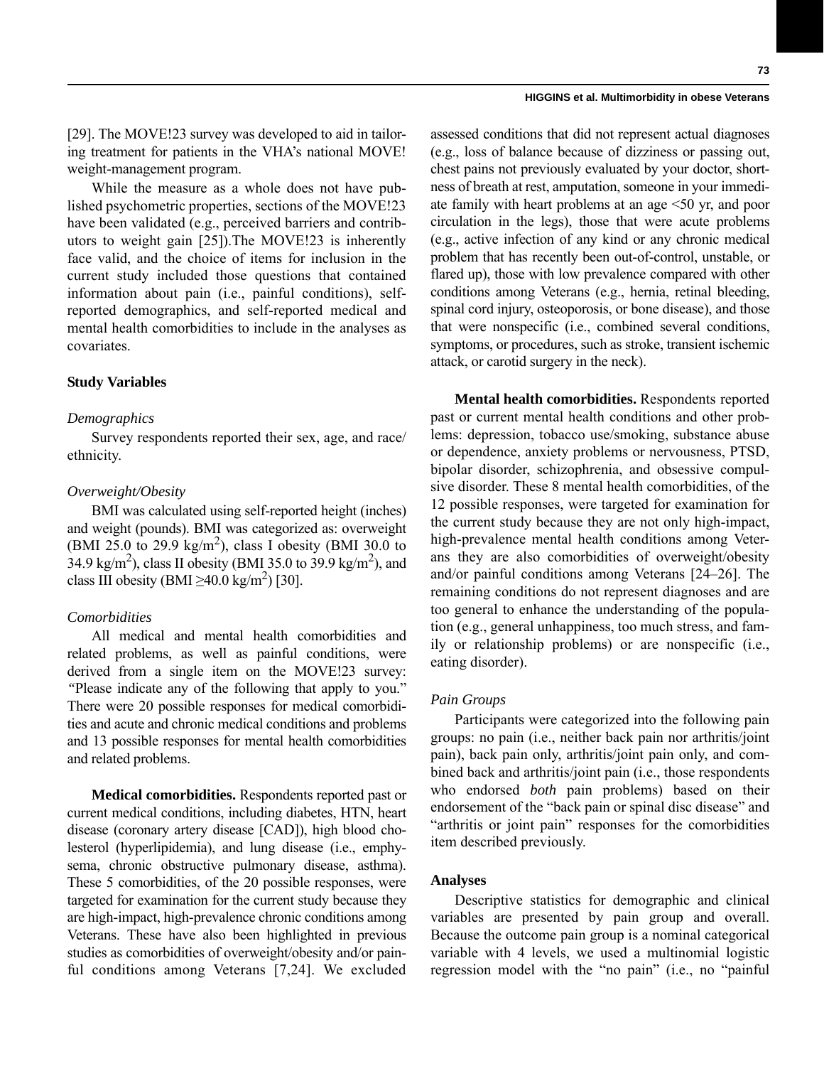[29]. The MOVE!23 survey was developed to aid in tailoring treatment for patients in the VHA's national MOVE! weight-management program.

While the measure as a whole does not have published psychometric properties, sections of the MOVE!23 have been validated (e.g., perceived barriers and contributors to weight gain [25]).The MOVE!23 is inherently face valid, and the choice of items for inclusion in the current study included those questions that contained information about pain (i.e., painful conditions), self-reported demographics, and self-reported medical and mental health comorbidities to include in the analyses as covariates.

### Study Variables

#### *Demographics*

Survey respondents reported their sex, age, and race/ethnicity.

#### *Overweight/Obesity*

BMI was calculated using self-reported height (inches) and weight (pounds). BMI was categorized as: overweight (BMI 25.0 to 29.9 kg/m$^2$), class I obesity (BMI 30.0 to 34.9 kg/m$^2$), class II obesity (BMI 35.0 to 39.9 kg/m$^2$), and class III obesity (BMI ≥40.0 kg/m$^2$) [30].

#### *Comorbidities*

All medical and mental health comorbidities and related problems, as well as painful conditions, were derived from a single item on the MOVE!23 survey: "Please indicate any of the following that apply to you." There were 20 possible responses for medical comorbidities and acute and chronic medical conditions and problems and 13 possible responses for mental health comorbidities and related problems.

**Medical comorbidities.** Respondents reported past or current medical conditions, including diabetes, HTN, heart disease (coronary artery disease [CAD]), high blood cholesterol (hyperlipidemia), and lung disease (i.e., emphysema, chronic obstructive pulmonary disease, asthma). These 5 comorbidities, of the 20 possible responses, were targeted for examination for the current study because they are high-impact, high-prevalence chronic conditions among Veterans. These have also been highlighted in previous studies as comorbidities of overweight/obesity and/or painful conditions among Veterans [7,24]. We excluded assessed conditions that did not represent actual diagnoses (e.g., loss of balance because of dizziness or passing out, chest pains not previously evaluated by your doctor, shortness of breath at rest, amputation, someone in your immediate family with heart problems at an age <50 yr, and poor circulation in the legs), those that were acute problems (e.g., active infection of any kind or any chronic medical problem that has recently been out-of-control, unstable, or flared up), those with low prevalence compared with other conditions among Veterans (e.g., hernia, retinal bleeding, spinal cord injury, osteoporosis, or bone disease), and those that were nonspecific (i.e., combined several conditions, symptoms, or procedures, such as stroke, transient ischemic attack, or carotid surgery in the neck).

**Mental health comorbidities.** Respondents reported past or current mental health conditions and other problems: depression, tobacco use/smoking, substance abuse or dependence, anxiety problems or nervousness, PTSD, bipolar disorder, schizophrenia, and obsessive compulsive disorder. These 8 mental health comorbidities, of the 12 possible responses, were targeted for examination for the current study because they are not only high-impact, high-prevalence mental health conditions among Veterans they are also comorbidities of overweight/obesity and/or painful conditions among Veterans [24–26]. The remaining conditions do not represent diagnoses and are too general to enhance the understanding of the population (e.g., general unhappiness, too much stress, and family or relationship problems) or are nonspecific (i.e., eating disorder).

#### *Pain Groups*

Participants were categorized into the following pain groups: no pain (i.e., neither back pain nor arthritis/joint pain), back pain only, arthritis/joint pain only, and combined back and arthritis/joint pain (i.e., those respondents who endorsed *both* pain problems) based on their endorsement of the "back pain or spinal disc disease" and "arthritis or joint pain" responses for the comorbidities item described previously.

### Analyses

Descriptive statistics for demographic and clinical variables are presented by pain group and overall. Because the outcome pain group is a nominal categorical variable with 4 levels, we used a multinomial logistic regression model with the "no pain" (i.e., no "painful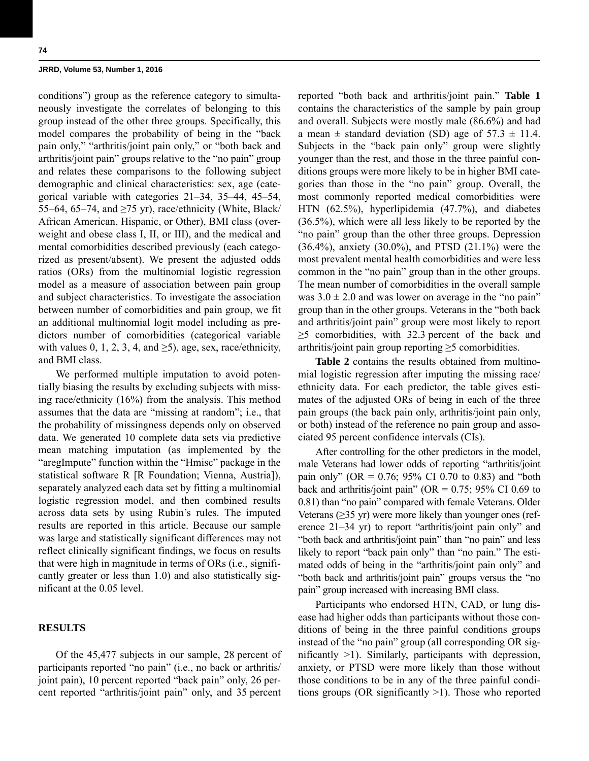conditions") group as the reference category to simultaneously investigate the correlates of belonging to this group instead of the other three groups. Specifically, this model compares the probability of being in the "back pain only," "arthritis/joint pain only," or "both back and arthritis/joint pain" groups relative to the "no pain" group and relates these comparisons to the following subject demographic and clinical characteristics: sex, age (categorical variable with categories 21–34, 35–44, 45–54, 55–64, 65–74, and ≥75 yr), race/ethnicity (White, Black/African American, Hispanic, or Other), BMI class (overweight and obese class I, II, or III), and the medical and mental comorbidities described previously (each categorized as present/absent). We present the adjusted odds ratios (ORs) from the multinomial logistic regression model as a measure of association between pain group and subject characteristics. To investigate the association between number of comorbidities and pain group, we fit an additional multinomial logit model including as predictors number of comorbidities (categorical variable with values 0, 1, 2, 3, 4, and ≥5), age, sex, race/ethnicity, and BMI class.

We performed multiple imputation to avoid potentially biasing the results by excluding subjects with missing race/ethnicity (16%) from the analysis. This method assumes that the data are "missing at random"; i.e., that the probability of missingness depends only on observed data. We generated 10 complete data sets via predictive mean matching imputation (as implemented by the "aregImpute" function within the "Hmisc" package in the statistical software R [R Foundation; Vienna, Austria]), separately analyzed each data set by fitting a multinomial logistic regression model, and then combined results across data sets by using Rubin's rules. The imputed results are reported in this article. Because our sample was large and statistically significant differences may not reflect clinically significant findings, we focus on results that were high in magnitude in terms of ORs (i.e., significantly greater or less than 1.0) and also statistically significant at the 0.05 level.

## RESULTS

Of the 45,477 subjects in our sample, 28 percent of participants reported "no pain" (i.e., no back or arthritis/joint pain), 10 percent reported "back pain" only, 26 percent reported "arthritis/joint pain" only, and 35 percent reported "both back and arthritis/joint pain." **Table 1** contains the characteristics of the sample by pain group and overall. Subjects were mostly male (86.6%) and had a mean ± standard deviation (SD) age of 57.3 ± 11.4. Subjects in the "back pain only" group were slightly younger than the rest, and those in the three painful conditions groups were more likely to be in higher BMI categories than those in the "no pain" group. Overall, the most commonly reported medical comorbidities were HTN (62.5%), hyperlipidemia (47.7%), and diabetes (36.5%), which were all less likely to be reported by the "no pain" group than the other three groups. Depression (36.4%), anxiety (30.0%), and PTSD (21.1%) were the most prevalent mental health comorbidities and were less common in the "no pain" group than in the other groups. The mean number of comorbidities in the overall sample was 3.0 ± 2.0 and was lower on average in the "no pain" group than in the other groups. Veterans in the "both back and arthritis/joint pain" group were most likely to report ≥5 comorbidities, with 32.3 percent of the back and arthritis/joint pain group reporting ≥5 comorbidities.

**Table 2** contains the results obtained from multinomial logistic regression after imputing the missing race/ethnicity data. For each predictor, the table gives estimates of the adjusted ORs of being in each of the three pain groups (the back pain only, arthritis/joint pain only, or both) instead of the reference no pain group and associated 95 percent confidence intervals (CIs).

After controlling for the other predictors in the model, male Veterans had lower odds of reporting "arthritis/joint pain only" (OR = 0.76; 95% CI 0.70 to 0.83) and "both back and arthritis/joint pain" (OR = 0.75; 95% CI 0.69 to 0.81) than "no pain" compared with female Veterans. Older Veterans (≥35 yr) were more likely than younger ones (reference 21–34 yr) to report "arthritis/joint pain only" and "both back and arthritis/joint pain" than "no pain" and less likely to report "back pain only" than "no pain." The estimated odds of being in the "arthritis/joint pain only" and "both back and arthritis/joint pain" groups versus the "no pain" group increased with increasing BMI class.

Participants who endorsed HTN, CAD, or lung disease had higher odds than participants without those conditions of being in the three painful conditions groups instead of the "no pain" group (all corresponding OR significantly >1). Similarly, participants with depression, anxiety, or PTSD were more likely than those without those conditions to be in any of the three painful conditions groups (OR significantly >1). Those who reported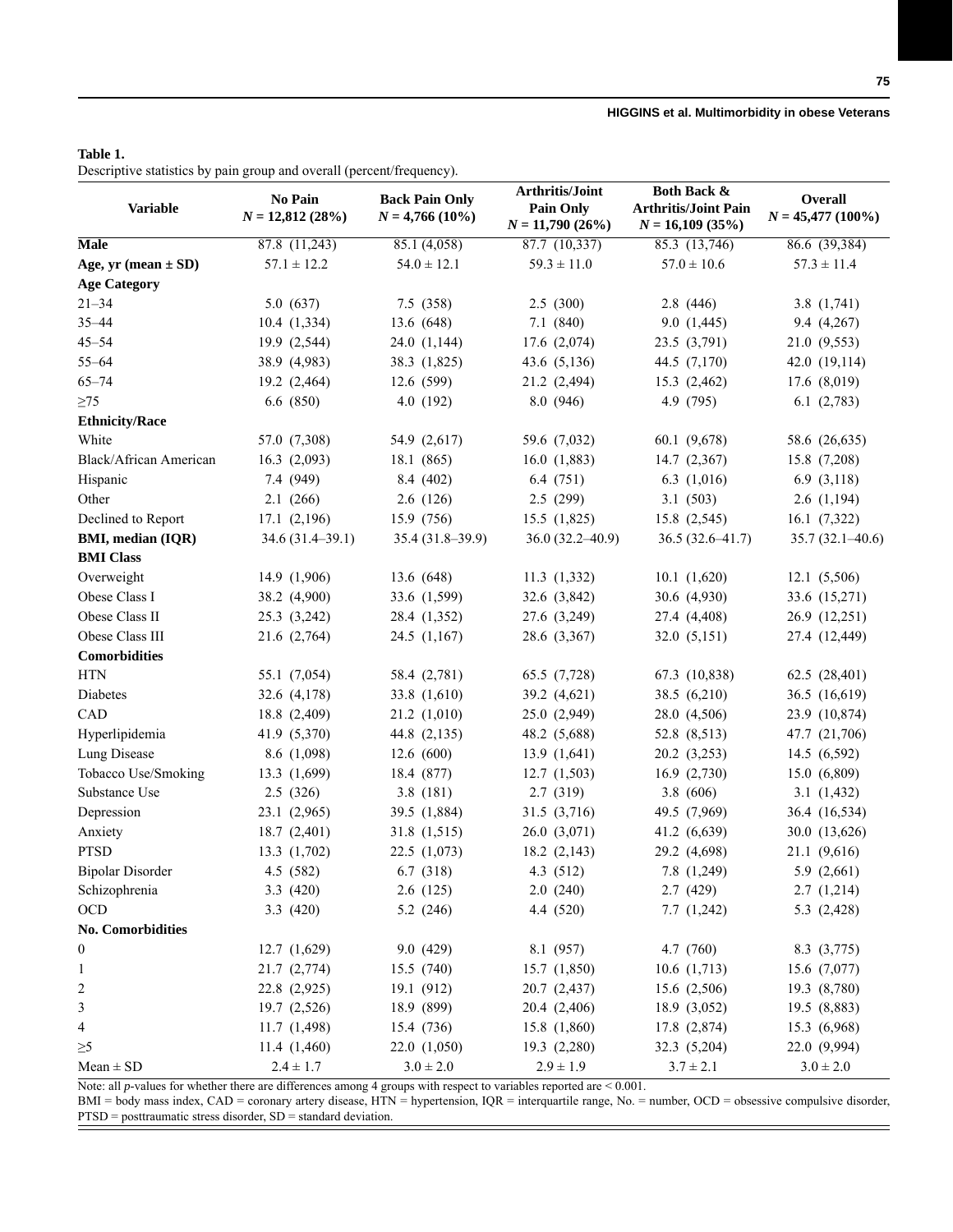**Table 1.**
Descriptive statistics by pain group and overall (percent/frequency).

| Variable | No Pain $N$ = 12,812 (28%) | Back Pain Only $N$ = 4,766 (10%) | Arthritis/Joint Pain Only $N$ = 11,790 (26%) | Both Back & Arthritis/Joint Pain $N$ = 16,109 (35%) | Overall $N$ = 45,477 (100%) |
|---|---|---|---|---|---|
| **Male** | 87.8 (11,243) | 85.1 (4,058) | 87.7 (10,337) | 85.3 (13,746) | 86.6 (39,384) |
| **Age, yr (mean ± SD)** | 57.1 ± 12.2 | 54.0 ± 12.1 | 59.3 ± 11.0 | 57.0 ± 10.6 | 57.3 ± 11.4 |
| **Age Category** | | | | | |
| 21–34 | 5.0 (637) | 7.5 (358) | 2.5 (300) | 2.8 (446) | 3.8 (1,741) |
| 35–44 | 10.4 (1,334) | 13.6 (648) | 7.1 (840) | 9.0 (1,445) | 9.4 (4,267) |
| 45–54 | 19.9 (2,544) | 24.0 (1,144) | 17.6 (2,074) | 23.5 (3,791) | 21.0 (9,553) |
| 55–64 | 38.9 (4,983) | 38.3 (1,825) | 43.6 (5,136) | 44.5 (7,170) | 42.0 (19,114) |
| 65–74 | 19.2 (2,464) | 12.6 (599) | 21.2 (2,494) | 15.3 (2,462) | 17.6 (8,019) |
| ≥75 | 6.6 (850) | 4.0 (192) | 8.0 (946) | 4.9 (795) | 6.1 (2,783) |
| **Ethnicity/Race** | | | | | |
| White | 57.0 (7,308) | 54.9 (2,617) | 59.6 (7,032) | 60.1 (9,678) | 58.6 (26,635) |
| Black/African American | 16.3 (2,093) | 18.1 (865) | 16.0 (1,883) | 14.7 (2,367) | 15.8 (7,208) |
| Hispanic | 7.4 (949) | 8.4 (402) | 6.4 (751) | 6.3 (1,016) | 6.9 (3,118) |
| Other | 2.1 (266) | 2.6 (126) | 2.5 (299) | 3.1 (503) | 2.6 (1,194) |
| Declined to Report | 17.1 (2,196) | 15.9 (756) | 15.5 (1,825) | 15.8 (2,545) | 16.1 (7,322) |
| **BMI, median (IQR)** | 34.6 (31.4–39.1) | 35.4 (31.8–39.9) | 36.0 (32.2–40.9) | 36.5 (32.6–41.7) | 35.7 (32.1–40.6) |
| **BMI Class** | | | | | |
| Overweight | 14.9 (1,906) | 13.6 (648) | 11.3 (1,332) | 10.1 (1,620) | 12.1 (5,506) |
| Obese Class I | 38.2 (4,900) | 33.6 (1,599) | 32.6 (3,842) | 30.6 (4,930) | 33.6 (15,271) |
| Obese Class II | 25.3 (3,242) | 28.4 (1,352) | 27.6 (3,249) | 27.4 (4,408) | 26.9 (12,251) |
| Obese Class III | 21.6 (2,764) | 24.5 (1,167) | 28.6 (3,367) | 32.0 (5,151) | 27.4 (12,449) |
| **Comorbidities** | | | | | |
| HTN | 55.1 (7,054) | 58.4 (2,781) | 65.5 (7,728) | 67.3 (10,838) | 62.5 (28,401) |
| Diabetes | 32.6 (4,178) | 33.8 (1,610) | 39.2 (4,621) | 38.5 (6,210) | 36.5 (16,619) |
| CAD | 18.8 (2,409) | 21.2 (1,010) | 25.0 (2,949) | 28.0 (4,506) | 23.9 (10,874) |
| Hyperlipidemia | 41.9 (5,370) | 44.8 (2,135) | 48.2 (5,688) | 52.8 (8,513) | 47.7 (21,706) |
| Lung Disease | 8.6 (1,098) | 12.6 (600) | 13.9 (1,641) | 20.2 (3,253) | 14.5 (6,592) |
| Tobacco Use/Smoking | 13.3 (1,699) | 18.4 (877) | 12.7 (1,503) | 16.9 (2,730) | 15.0 (6,809) |
| Substance Use | 2.5 (326) | 3.8 (181) | 2.7 (319) | 3.8 (606) | 3.1 (1,432) |
| Depression | 23.1 (2,965) | 39.5 (1,884) | 31.5 (3,716) | 49.5 (7,969) | 36.4 (16,534) |
| Anxiety | 18.7 (2,401) | 31.8 (1,515) | 26.0 (3,071) | 41.2 (6,639) | 30.0 (13,626) |
| PTSD | 13.3 (1,702) | 22.5 (1,073) | 18.2 (2,143) | 29.2 (4,698) | 21.1 (9,616) |
| Bipolar Disorder | 4.5 (582) | 6.7 (318) | 4.3 (512) | 7.8 (1,249) | 5.9 (2,661) |
| Schizophrenia | 3.3 (420) | 2.6 (125) | 2.0 (240) | 2.7 (429) | 2.7 (1,214) |
| OCD | 3.3 (420) | 5.2 (246) | 4.4 (520) | 7.7 (1,242) | 5.3 (2,428) |
| **No. Comorbidities** | | | | | |
| 0 | 12.7 (1,629) | 9.0 (429) | 8.1 (957) | 4.7 (760) | 8.3 (3,775) |
| 1 | 21.7 (2,774) | 15.5 (740) | 15.7 (1,850) | 10.6 (1,713) | 15.6 (7,077) |
| 2 | 22.8 (2,925) | 19.1 (912) | 20.7 (2,437) | 15.6 (2,506) | 19.3 (8,780) |
| 3 | 19.7 (2,526) | 18.9 (899) | 20.4 (2,406) | 18.9 (3,052) | 19.5 (8,883) |
| 4 | 11.7 (1,498) | 15.4 (736) | 15.8 (1,860) | 17.8 (2,874) | 15.3 (6,968) |
| ≥5 | 11.4 (1,460) | 22.0 (1,050) | 19.3 (2,280) | 32.3 (5,204) | 22.0 (9,994) |
| Mean ± SD | 2.4 ± 1.7 | 3.0 ± 2.0 | 2.9 ± 1.9 | 3.7 ± 2.1 | 3.0 ± 2.0 |

Note: all $p$-values for whether there are differences among 4 groups with respect to variables reported are $< 0.001$.
BMI = body mass index, CAD = coronary artery disease, HTN = hypertension, IQR = interquartile range, No. = number, OCD = obsessive compulsive disorder, PTSD = posttraumatic stress disorder, SD = standard deviation.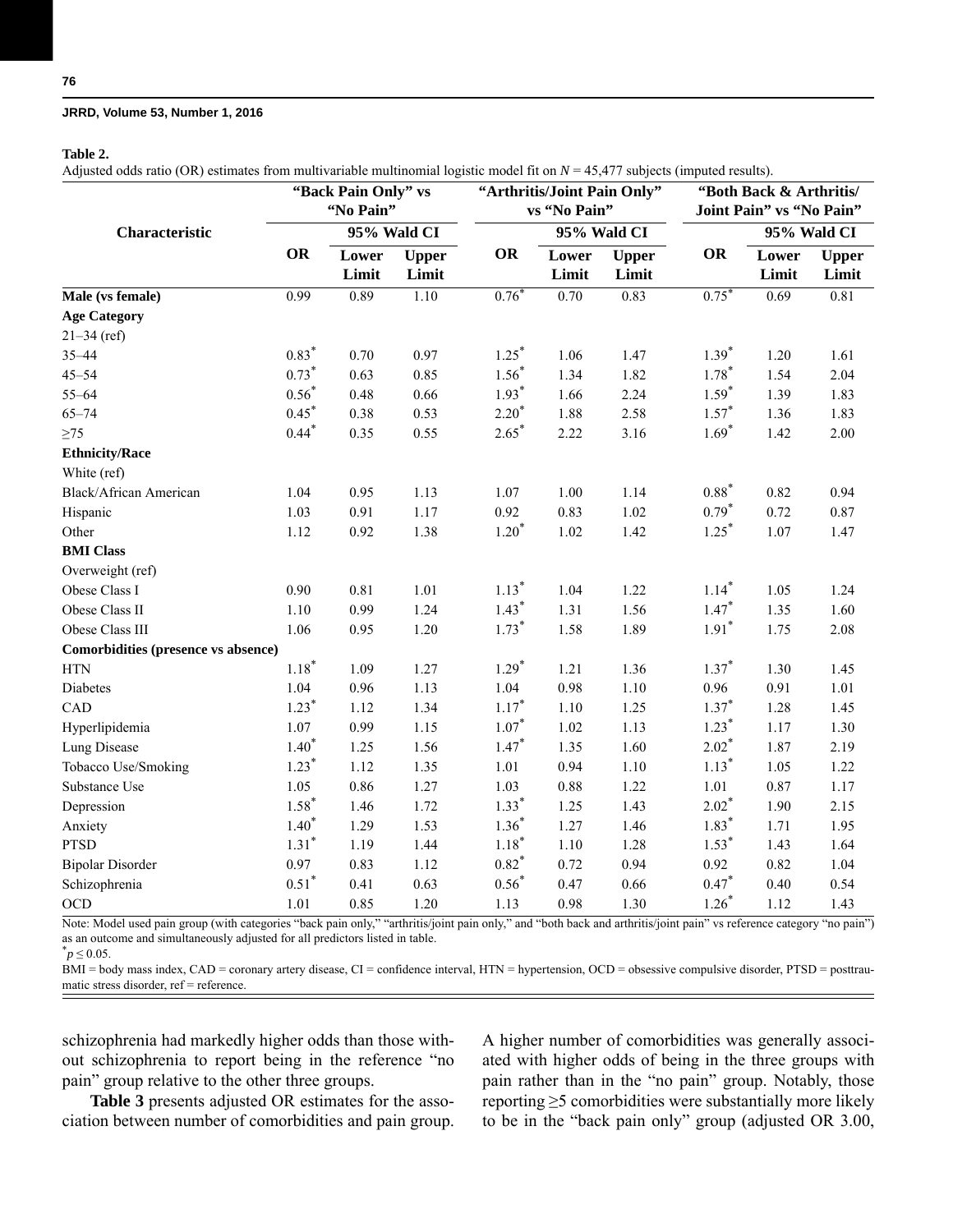**Table 2.**

Adjusted odds ratio (OR) estimates from multivariable multinomial logistic model fit on $N$ = 45,477 subjects (imputed results).

| Characteristic | "Back Pain Only" vs "No Pain" | | | "Arthritis/Joint Pain Only" vs "No Pain" | | | "Both Back & Arthritis/ Joint Pain" vs "No Pain" | | |
|---|---|---|---|---|---|---|---|---|---|
| | OR | 95% Wald CI | | OR | 95% Wald CI | | OR | 95% Wald CI | |
| | | Lower Limit | Upper Limit | | Lower Limit | Upper Limit | | Lower Limit | Upper Limit |
| **Male (vs female)** | 0.99 | 0.89 | 1.10 | 0.76* | 0.70 | 0.83 | 0.75* | 0.69 | 0.81 |
| **Age Category** | | | | | | | | | |
| 21–34 (ref) | | | | | | | | | |
| 35–44 | 0.83* | 0.70 | 0.97 | 1.25* | 1.06 | 1.47 | 1.39* | 1.20 | 1.61 |
| 45–54 | 0.73* | 0.63 | 0.85 | 1.56* | 1.34 | 1.82 | 1.78* | 1.54 | 2.04 |
| 55–64 | 0.56* | 0.48 | 0.66 | 1.93* | 1.66 | 2.24 | 1.59* | 1.39 | 1.83 |
| 65–74 | 0.45* | 0.38 | 0.53 | 2.20* | 1.88 | 2.58 | 1.57* | 1.36 | 1.83 |
| ≥75 | 0.44* | 0.35 | 0.55 | 2.65* | 2.22 | 3.16 | 1.69* | 1.42 | 2.00 |
| **Ethnicity/Race** | | | | | | | | | |
| White (ref) | | | | | | | | | |
| Black/African American | 1.04 | 0.95 | 1.13 | 1.07 | 1.00 | 1.14 | 0.88* | 0.82 | 0.94 |
| Hispanic | 1.03 | 0.91 | 1.17 | 0.92 | 0.83 | 1.02 | 0.79* | 0.72 | 0.87 |
| Other | 1.12 | 0.92 | 1.38 | 1.20* | 1.02 | 1.42 | 1.25* | 1.07 | 1.47 |
| **BMI Class** | | | | | | | | | |
| Overweight (ref) | | | | | | | | | |
| Obese Class I | 0.90 | 0.81 | 1.01 | 1.13* | 1.04 | 1.22 | 1.14* | 1.05 | 1.24 |
| Obese Class II | 1.10 | 0.99 | 1.24 | 1.43* | 1.31 | 1.56 | 1.47* | 1.35 | 1.60 |
| Obese Class III | 1.06 | 0.95 | 1.20 | 1.73* | 1.58 | 1.89 | 1.91* | 1.75 | 2.08 |
| **Comorbidities (presence vs absence)** | | | | | | | | | |
| HTN | 1.18* | 1.09 | 1.27 | 1.29* | 1.21 | 1.36 | 1.37* | 1.30 | 1.45 |
| Diabetes | 1.04 | 0.96 | 1.13 | 1.04 | 0.98 | 1.10 | 0.96 | 0.91 | 1.01 |
| CAD | 1.23* | 1.12 | 1.34 | 1.17* | 1.10 | 1.25 | 1.37* | 1.28 | 1.45 |
| Hyperlipidemia | 1.07 | 0.99 | 1.15 | 1.07* | 1.02 | 1.13 | 1.23* | 1.17 | 1.30 |
| Lung Disease | 1.40* | 1.25 | 1.56 | 1.47* | 1.35 | 1.60 | 2.02* | 1.87 | 2.19 |
| Tobacco Use/Smoking | 1.23* | 1.12 | 1.35 | 1.01 | 0.94 | 1.10 | 1.13* | 1.05 | 1.22 |
| Substance Use | 1.05 | 0.86 | 1.27 | 1.03 | 0.88 | 1.22 | 1.01 | 0.87 | 1.17 |
| Depression | 1.58* | 1.46 | 1.72 | 1.33* | 1.25 | 1.43 | 2.02* | 1.90 | 2.15 |
| Anxiety | 1.40* | 1.29 | 1.53 | 1.36* | 1.27 | 1.46 | 1.83* | 1.71 | 1.95 |
| PTSD | 1.31* | 1.19 | 1.44 | 1.18* | 1.10 | 1.28 | 1.53* | 1.43 | 1.64 |
| Bipolar Disorder | 0.97 | 0.83 | 1.12 | 0.82* | 0.72 | 0.94 | 0.92 | 0.82 | 1.04 |
| Schizophrenia | 0.51* | 0.41 | 0.63 | 0.56* | 0.47 | 0.66 | 0.47* | 0.40 | 0.54 |
| OCD | 1.01 | 0.85 | 1.20 | 1.13 | 0.98 | 1.30 | 1.26* | 1.12 | 1.43 |

Note: Model used pain group (with categories "back pain only," "arthritis/joint pain only," and "both back and arthritis/joint pain" vs reference category "no pain") as an outcome and simultaneously adjusted for all predictors listed in table.

*$p \leq 0.05$.

BMI = body mass index, CAD = coronary artery disease, CI = confidence interval, HTN = hypertension, OCD = obsessive compulsive disorder, PTSD = posttraumatic stress disorder, ref = reference.

schizophrenia had markedly higher odds than those without schizophrenia to report being in the reference "no pain" group relative to the other three groups.

**Table 3** presents adjusted OR estimates for the association between number of comorbidities and pain group. A higher number of comorbidities was generally associated with higher odds of being in the three groups with pain rather than in the "no pain" group. Notably, those reporting ≥5 comorbidities were substantially more likely to be in the "back pain only" group (adjusted OR 3.00,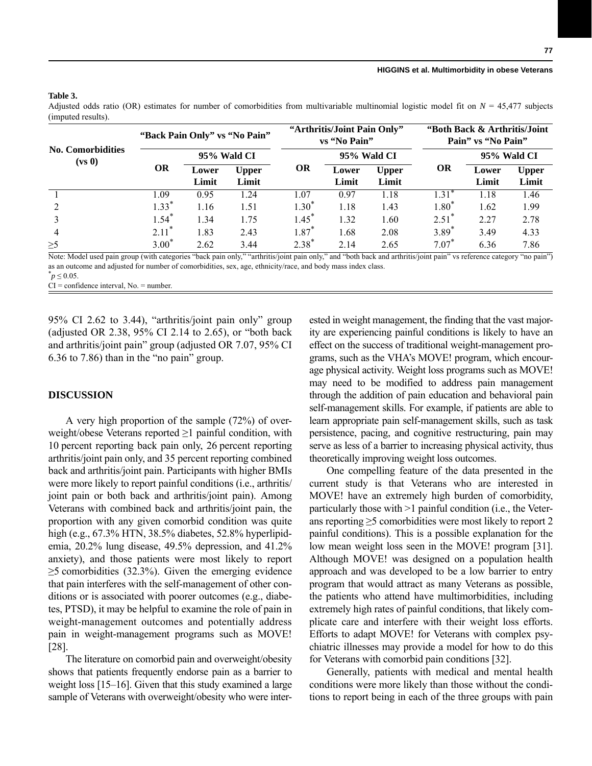**Table 3.**
Adjusted odds ratio (OR) estimates for number of comorbidities from multivariable multinomial logistic model fit on $N$ = 45,477 subjects (imputed results).

| No. Comorbidities (vs 0) | "Back Pain Only" vs "No Pain" | | | "Arthritis/Joint Pain Only" vs "No Pain" | | | "Both Back & Arthritis/Joint Pain" vs "No Pain" | | |
|---|---|---|---|---|---|---|---|---|---|
| | OR | 95% Wald CI | | OR | 95% Wald CI | | OR | 95% Wald CI | |
| | | Lower Limit | Upper Limit | | Lower Limit | Upper Limit | | Lower Limit | Upper Limit |
| 1 | 1.09 | 0.95 | 1.24 | 1.07 | 0.97 | 1.18 | 1.31* | 1.18 | 1.46 |
| 2 | 1.33* | 1.16 | 1.51 | 1.30* | 1.18 | 1.43 | 1.80* | 1.62 | 1.99 |
| 3 | 1.54* | 1.34 | 1.75 | 1.45* | 1.32 | 1.60 | 2.51* | 2.27 | 2.78 |
| 4 | 2.11* | 1.83 | 2.43 | 1.87* | 1.68 | 2.08 | 3.89* | 3.49 | 4.33 |
| ≥5 | 3.00* | 2.62 | 3.44 | 2.38* | 2.14 | 2.65 | 7.07* | 6.36 | 7.86 |

Note: Model used pain group (with categories "back pain only," "arthritis/joint pain only," and "both back and arthritis/joint pain" vs reference category "no pain") as an outcome and adjusted for number of comorbidities, sex, age, ethnicity/race, and body mass index class.
*$p \leq 0.05$.
CI = confidence interval, No. = number.

95% CI 2.62 to 3.44), "arthritis/joint pain only" group (adjusted OR 2.38, 95% CI 2.14 to 2.65), or "both back and arthritis/joint pain" group (adjusted OR 7.07, 95% CI 6.36 to 7.86) than in the "no pain" group.

## DISCUSSION

A very high proportion of the sample (72%) of overweight/obese Veterans reported ≥1 painful condition, with 10 percent reporting back pain only, 26 percent reporting arthritis/joint pain only, and 35 percent reporting combined back and arthritis/joint pain. Participants with higher BMIs were more likely to report painful conditions (i.e., arthritis/joint pain or both back and arthritis/joint pain). Among Veterans with combined back and arthritis/joint pain, the proportion with any given comorbid condition was quite high (e.g., 67.3% HTN, 38.5% diabetes, 52.8% hyperlipidemia, 20.2% lung disease, 49.5% depression, and 41.2% anxiety), and those patients were most likely to report ≥5 comorbidities (32.3%). Given the emerging evidence that pain interferes with the self-management of other conditions or is associated with poorer outcomes (e.g., diabetes, PTSD), it may be helpful to examine the role of pain in weight-management outcomes and potentially address pain in weight-management programs such as MOVE! [28].

The literature on comorbid pain and overweight/obesity shows that patients frequently endorse pain as a barrier to weight loss [15–16]. Given that this study examined a large sample of Veterans with overweight/obesity who were interested in weight management, the finding that the vast majority are experiencing painful conditions is likely to have an effect on the success of traditional weight-management programs, such as the VHA's MOVE! program, which encourage physical activity. Weight loss programs such as MOVE! may need to be modified to address pain management through the addition of pain education and behavioral pain self-management skills. For example, if patients are able to learn appropriate pain self-management skills, such as task persistence, pacing, and cognitive restructuring, pain may serve as less of a barrier to increasing physical activity, thus theoretically improving weight loss outcomes.

One compelling feature of the data presented in the current study is that Veterans who are interested in MOVE! have an extremely high burden of comorbidity, particularly those with >1 painful condition (i.e., the Veterans reporting ≥5 comorbidities were most likely to report 2 painful conditions). This is a possible explanation for the low mean weight loss seen in the MOVE! program [31]. Although MOVE! was designed on a population health approach and was developed to be a low barrier to entry program that would attract as many Veterans as possible, the patients who attend have multimorbidities, including extremely high rates of painful conditions, that likely complicate care and interfere with their weight loss efforts. Efforts to adapt MOVE! for Veterans with complex psychiatric illnesses may provide a model for how to do this for Veterans with comorbid pain conditions [32].

Generally, patients with medical and mental health conditions were more likely than those without the conditions to report being in each of the three groups with pain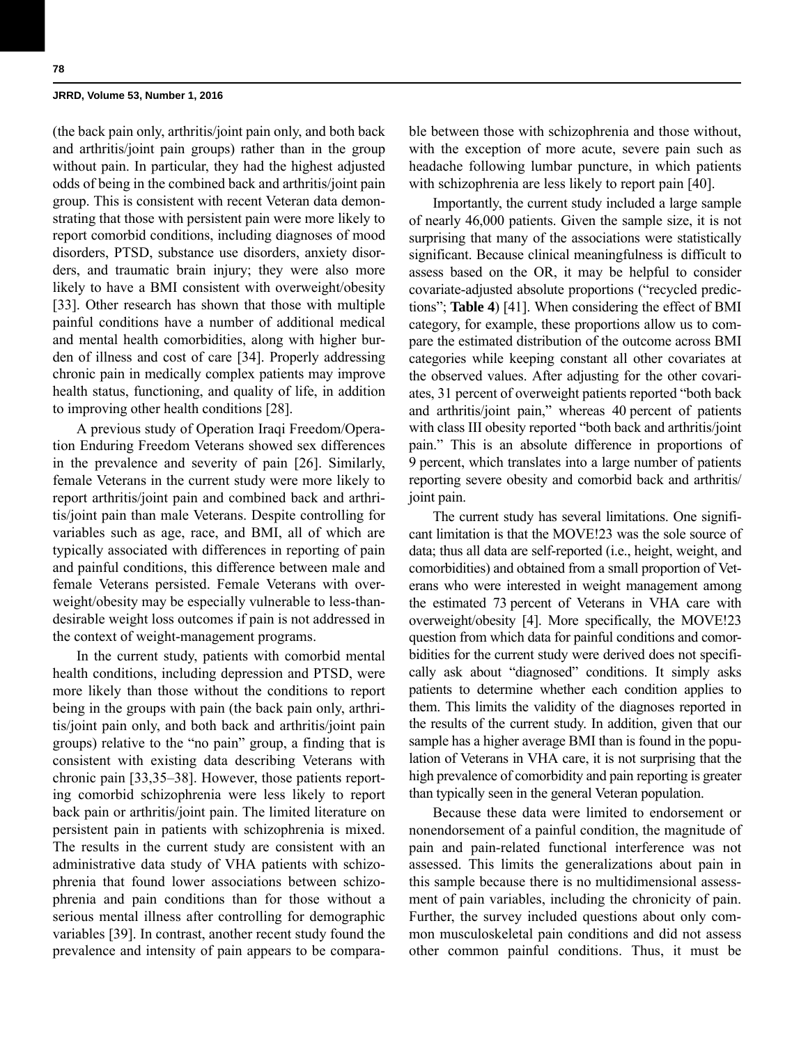(the back pain only, arthritis/joint pain only, and both back and arthritis/joint pain groups) rather than in the group without pain. In particular, they had the highest adjusted odds of being in the combined back and arthritis/joint pain group. This is consistent with recent Veteran data demonstrating that those with persistent pain were more likely to report comorbid conditions, including diagnoses of mood disorders, PTSD, substance use disorders, anxiety disorders, and traumatic brain injury; they were also more likely to have a BMI consistent with overweight/obesity [33]. Other research has shown that those with multiple painful conditions have a number of additional medical and mental health comorbidities, along with higher burden of illness and cost of care [34]. Properly addressing chronic pain in medically complex patients may improve health status, functioning, and quality of life, in addition to improving other health conditions [28].

A previous study of Operation Iraqi Freedom/Operation Enduring Freedom Veterans showed sex differences in the prevalence and severity of pain [26]. Similarly, female Veterans in the current study were more likely to report arthritis/joint pain and combined back and arthritis/joint pain than male Veterans. Despite controlling for variables such as age, race, and BMI, all of which are typically associated with differences in reporting of pain and painful conditions, this difference between male and female Veterans persisted. Female Veterans with overweight/obesity may be especially vulnerable to less-than-desirable weight loss outcomes if pain is not addressed in the context of weight-management programs.

In the current study, patients with comorbid mental health conditions, including depression and PTSD, were more likely than those without the conditions to report being in the groups with pain (the back pain only, arthritis/joint pain only, and both back and arthritis/joint pain groups) relative to the "no pain" group, a finding that is consistent with existing data describing Veterans with chronic pain [33,35–38]. However, those patients reporting comorbid schizophrenia were less likely to report back pain or arthritis/joint pain. The limited literature on persistent pain in patients with schizophrenia is mixed. The results in the current study are consistent with an administrative data study of VHA patients with schizophrenia that found lower associations between schizophrenia and pain conditions than for those without a serious mental illness after controlling for demographic variables [39]. In contrast, another recent study found the prevalence and intensity of pain appears to be comparable between those with schizophrenia and those without, with the exception of more acute, severe pain such as headache following lumbar puncture, in which patients with schizophrenia are less likely to report pain [40].

Importantly, the current study included a large sample of nearly 46,000 patients. Given the sample size, it is not surprising that many of the associations were statistically significant. Because clinical meaningfulness is difficult to assess based on the OR, it may be helpful to consider covariate-adjusted absolute proportions ("recycled predictions"; **Table 4**) [41]. When considering the effect of BMI category, for example, these proportions allow us to compare the estimated distribution of the outcome across BMI categories while keeping constant all other covariates at the observed values. After adjusting for the other covariates, 31 percent of overweight patients reported "both back and arthritis/joint pain," whereas 40 percent of patients with class III obesity reported "both back and arthritis/joint pain." This is an absolute difference in proportions of 9 percent, which translates into a large number of patients reporting severe obesity and comorbid back and arthritis/joint pain.

The current study has several limitations. One significant limitation is that the MOVE!23 was the sole source of data; thus all data are self-reported (i.e., height, weight, and comorbidities) and obtained from a small proportion of Veterans who were interested in weight management among the estimated 73 percent of Veterans in VHA care with overweight/obesity [4]. More specifically, the MOVE!23 question from which data for painful conditions and comorbidities for the current study were derived does not specifically ask about "diagnosed" conditions. It simply asks patients to determine whether each condition applies to them. This limits the validity of the diagnoses reported in the results of the current study. In addition, given that our sample has a higher average BMI than is found in the population of Veterans in VHA care, it is not surprising that the high prevalence of comorbidity and pain reporting is greater than typically seen in the general Veteran population.

Because these data were limited to endorsement or nonendorsement of a painful condition, the magnitude of pain and pain-related functional interference was not assessed. This limits the generalizations about pain in this sample because there is no multidimensional assessment of pain variables, including the chronicity of pain. Further, the survey included questions about only common musculoskeletal pain conditions and did not assess other common painful conditions. Thus, it must be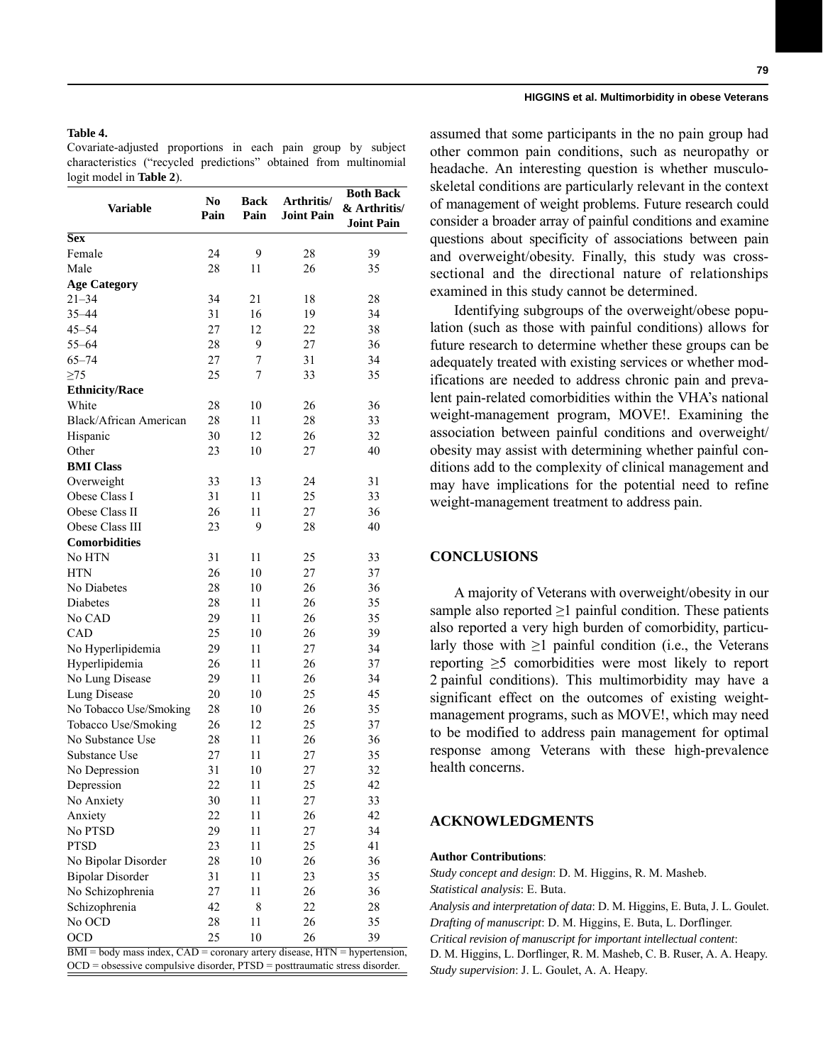**Table 4.**
Covariate-adjusted proportions in each pain group by subject characteristics ("recycled predictions" obtained from multinomial logit model in **Table 2**).

| Variable | No Pain | Back Pain | Arthritis/ Joint Pain | Both Back & Arthritis/ Joint Pain |
|---|---|---|---|---|
| **Sex** | | | | |
| Female | 24 | 9 | 28 | 39 |
| Male | 28 | 11 | 26 | 35 |
| **Age Category** | | | | |
| 21–34 | 34 | 21 | 18 | 28 |
| 35–44 | 31 | 16 | 19 | 34 |
| 45–54 | 27 | 12 | 22 | 38 |
| 55–64 | 28 | 9 | 27 | 36 |
| 65–74 | 27 | 7 | 31 | 34 |
| ≥75 | 25 | 7 | 33 | 35 |
| **Ethnicity/Race** | | | | |
| White | 28 | 10 | 26 | 36 |
| Black/African American | 28 | 11 | 28 | 33 |
| Hispanic | 30 | 12 | 26 | 32 |
| Other | 23 | 10 | 27 | 40 |
| **BMI Class** | | | | |
| Overweight | 33 | 13 | 24 | 31 |
| Obese Class I | 31 | 11 | 25 | 33 |
| Obese Class II | 26 | 11 | 27 | 36 |
| Obese Class III | 23 | 9 | 28 | 40 |
| **Comorbidities** | | | | |
| No HTN | 31 | 11 | 25 | 33 |
| HTN | 26 | 10 | 27 | 37 |
| No Diabetes | 28 | 10 | 26 | 36 |
| Diabetes | 28 | 11 | 26 | 35 |
| No CAD | 29 | 11 | 26 | 35 |
| CAD | 25 | 10 | 26 | 39 |
| No Hyperlipidemia | 29 | 11 | 27 | 34 |
| Hyperlipidemia | 26 | 11 | 26 | 37 |
| No Lung Disease | 29 | 11 | 26 | 34 |
| Lung Disease | 20 | 10 | 25 | 45 |
| No Tobacco Use/Smoking | 28 | 10 | 26 | 35 |
| Tobacco Use/Smoking | 26 | 12 | 25 | 37 |
| No Substance Use | 28 | 11 | 26 | 36 |
| Substance Use | 27 | 11 | 27 | 35 |
| No Depression | 31 | 10 | 27 | 32 |
| Depression | 22 | 11 | 25 | 42 |
| No Anxiety | 30 | 11 | 27 | 33 |
| Anxiety | 22 | 11 | 26 | 42 |
| No PTSD | 29 | 11 | 27 | 34 |
| PTSD | 23 | 11 | 25 | 41 |
| No Bipolar Disorder | 28 | 10 | 26 | 36 |
| Bipolar Disorder | 31 | 11 | 23 | 35 |
| No Schizophrenia | 27 | 11 | 26 | 36 |
| Schizophrenia | 42 | 8 | 22 | 28 |
| No OCD | 28 | 11 | 26 | 35 |
| OCD | 25 | 10 | 26 | 39 |

BMI = body mass index, CAD = coronary artery disease, HTN = hypertension, OCD = obsessive compulsive disorder, PTSD = posttraumatic stress disorder.

assumed that some participants in the no pain group had other common pain conditions, such as neuropathy or headache. An interesting question is whether musculoskeletal conditions are particularly relevant in the context of management of weight problems. Future research could consider a broader array of painful conditions and examine questions about specificity of associations between pain and overweight/obesity. Finally, this study was cross-sectional and the directional nature of relationships examined in this study cannot be determined.

Identifying subgroups of the overweight/obese population (such as those with painful conditions) allows for future research to determine whether these groups can be adequately treated with existing services or whether modifications are needed to address chronic pain and prevalent pain-related comorbidities within the VHA's national weight-management program, MOVE!. Examining the association between painful conditions and overweight/obesity may assist with determining whether painful conditions add to the complexity of clinical management and may have implications for the potential need to refine weight-management treatment to address pain.

## CONCLUSIONS

A majority of Veterans with overweight/obesity in our sample also reported ≥1 painful condition. These patients also reported a very high burden of comorbidity, particularly those with ≥1 painful condition (i.e., the Veterans reporting ≥5 comorbidities were most likely to report 2 painful conditions). This multimorbidity may have a significant effect on the outcomes of existing weight-management programs, such as MOVE!, which may need to be modified to address pain management for optimal response among Veterans with these high-prevalence health concerns.

## ACKNOWLEDGMENTS

**Author Contributions**:
*Study concept and design*: D. M. Higgins, R. M. Masheb.
*Statistical analysis*: E. Buta.
*Analysis and interpretation of data*: D. M. Higgins, E. Buta, J. L. Goulet.
*Drafting of manuscript*: D. M. Higgins, E. Buta, L. Dorflinger.
*Critical revision of manuscript for important intellectual content*: D. M. Higgins, L. Dorflinger, R. M. Masheb, C. B. Ruser, A. A. Heapy.
*Study supervision*: J. L. Goulet, A. A. Heapy.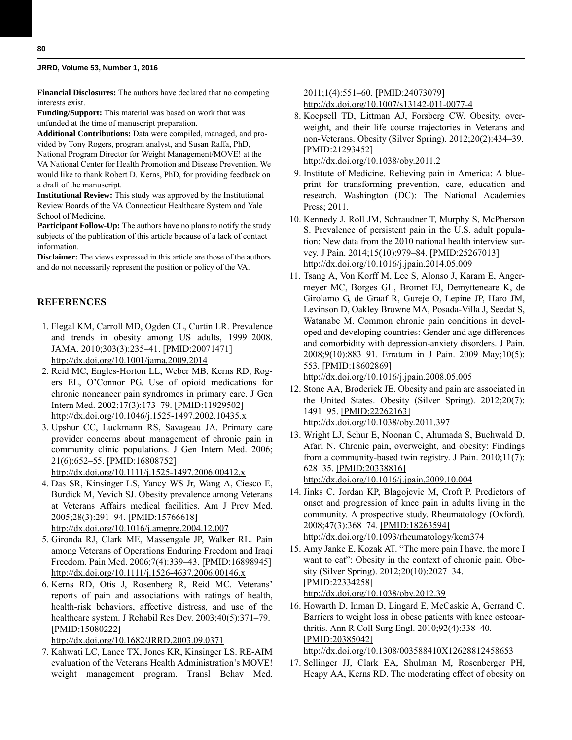**Financial Disclosures:** The authors have declared that no competing interests exist.

**Funding/Support:** This material was based on work that was unfunded at the time of manuscript preparation.

**Additional Contributions:** Data were compiled, managed, and provided by Tony Rogers, program analyst, and Susan Raffa, PhD, National Program Director for Weight Management/MOVE! at the VA National Center for Health Promotion and Disease Prevention. We would like to thank Robert D. Kerns, PhD, for providing feedback on a draft of the manuscript.

**Institutional Review:** This study was approved by the Institutional Review Boards of the VA Connecticut Healthcare System and Yale School of Medicine.

**Participant Follow-Up:** The authors have no plans to notify the study subjects of the publication of this article because of a lack of contact information.

**Disclaimer:** The views expressed in this article are those of the authors and do not necessarily represent the position or policy of the VA.

## REFERENCES

1. Flegal KM, Carroll MD, Ogden CL, Curtin LR. Prevalence and trends in obesity among US adults, 1999–2008. JAMA. 2010;303(3):235–41. [PMID:20071471] http://dx.doi.org/10.1001/jama.2009.2014
2. Reid MC, Engles-Horton LL, Weber MB, Kerns RD, Rogers EL, O'Connor PG. Use of opioid medications for chronic noncancer pain syndromes in primary care. J Gen Intern Med. 2002;17(3):173–79. [PMID:11929502] http://dx.doi.org/10.1046/j.1525-1497.2002.10435.x
3. Upshur CC, Luckmann RS, Savageau JA. Primary care provider concerns about management of chronic pain in community clinic populations. J Gen Intern Med. 2006; 21(6):652–55. [PMID:16808752] http://dx.doi.org/10.1111/j.1525-1497.2006.00412.x
4. Das SR, Kinsinger LS, Yancy WS Jr, Wang A, Ciesco E, Burdick M, Yevich SJ. Obesity prevalence among Veterans at Veterans Affairs medical facilities. Am J Prev Med. 2005;28(3):291–94. [PMID:15766618] http://dx.doi.org/10.1016/j.amepre.2004.12.007
5. Gironda RJ, Clark ME, Massengale JP, Walker RL. Pain among Veterans of Operations Enduring Freedom and Iraqi Freedom. Pain Med. 2006;7(4):339–43. [PMID:16898945] http://dx.doi.org/10.1111/j.1526-4637.2006.00146.x
6. Kerns RD, Otis J, Rosenberg R, Reid MC. Veterans' reports of pain and associations with ratings of health, health-risk behaviors, affective distress, and use of the healthcare system. J Rehabil Res Dev. 2003;40(5):371–79. [PMID:15080222] http://dx.doi.org/10.1682/JRRD.2003.09.0371
7. Kahwati LC, Lance TX, Jones KR, Kinsinger LS. RE-AIM evaluation of the Veterans Health Administration's MOVE! weight management program. Transl Behav Med. 2011;1(4):551–60. [PMID:24073079] http://dx.doi.org/10.1007/s13142-011-0077-4
8. Koepsell TD, Littman AJ, Forsberg CW. Obesity, overweight, and their life course trajectories in Veterans and non-Veterans. Obesity (Silver Spring). 2012;20(2):434–39. [PMID:21293452] http://dx.doi.org/10.1038/oby.2011.2
9. Institute of Medicine. Relieving pain in America: A blueprint for transforming prevention, care, education and research. Washington (DC): The National Academies Press; 2011.
10. Kennedy J, Roll JM, Schraudner T, Murphy S, McPherson S. Prevalence of persistent pain in the U.S. adult population: New data from the 2010 national health interview survey. J Pain. 2014;15(10):979–84. [PMID:25267013] http://dx.doi.org/10.1016/j.jpain.2014.05.009
11. Tsang A, Von Korff M, Lee S, Alonso J, Karam E, Angermeyer MC, Borges GL, Bromet EJ, Demytteneare K, de Girolamo G, de Graaf R, Gureje O, Lepine JP, Haro JM, Levinson D, Oakley Browne MA, Posada-Villa J, Seedat S, Watanabe M. Common chronic pain conditions in developed and developing countries: Gender and age differences and comorbidity with depression-anxiety disorders. J Pain. 2008;9(10):883–91. Erratum in J Pain. 2009 May;10(5): 553. [PMID:18602869] http://dx.doi.org/10.1016/j.jpain.2008.05.005
12. Stone AA, Broderick JE. Obesity and pain are associated in the United States. Obesity (Silver Spring). 2012;20(7): 1491–95. [PMID:22262163] http://dx.doi.org/10.1038/oby.2011.397
13. Wright LJ, Schur E, Noonan C, Ahumada S, Buchwald D, Afari N. Chronic pain, overweight, and obesity: Findings from a community-based twin registry. J Pain. 2010;11(7): 628–35. [PMID:20338816] http://dx.doi.org/10.1016/j.jpain.2009.10.004
14. Jinks C, Jordan KP, Blagojevic M, Croft P. Predictors of onset and progression of knee pain in adults living in the community. A prospective study. Rheumatology (Oxford). 2008;47(3):368–74. [PMID:18263594] http://dx.doi.org/10.1093/rheumatology/kem374
15. Amy Janke E, Kozak AT. "The more pain I have, the more I want to eat": Obesity in the context of chronic pain. Obesity (Silver Spring). 2012;20(10):2027–34. [PMID:22334258] http://dx.doi.org/10.1038/oby.2012.39
16. Howarth D, Inman D, Lingard E, McCaskie A, Gerrand C. Barriers to weight loss in obese patients with knee osteoarthritis. Ann R Coll Surg Engl. 2010;92(4):338–40. [PMID:20385042] http://dx.doi.org/10.1308/003588410X12628812458653
17. Sellinger JJ, Clark EA, Shulman M, Rosenberger PH, Heapy AA, Kerns RD. The moderating effect of obesity on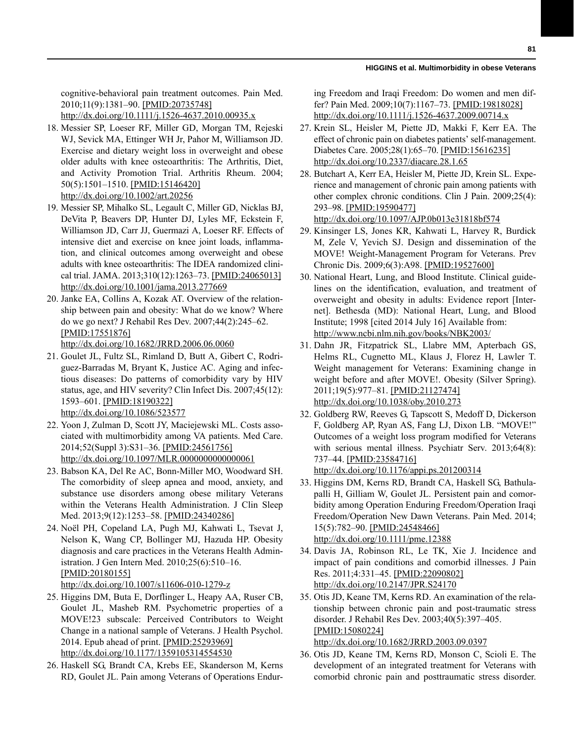cognitive-behavioral pain treatment outcomes. Pain Med. 2010;11(9):1381–90. [PMID:20735748] http://dx.doi.org/10.1111/j.1526-4637.2010.00935.x

18. Messier SP, Loeser RF, Miller GD, Morgan TM, Rejeski WJ, Sevick MA, Ettinger WH Jr, Pahor M, Williamson JD. Exercise and dietary weight loss in overweight and obese older adults with knee osteoarthritis: The Arthritis, Diet, and Activity Promotion Trial. Arthritis Rheum. 2004; 50(5):1501–1510. [PMID:15146420] http://dx.doi.org/10.1002/art.20256
19. Messier SP, Mihalko SL, Legault C, Miller GD, Nicklas BJ, DeVita P, Beavers DP, Hunter DJ, Lyles MF, Eckstein F, Williamson JD, Carr JJ, Guermazi A, Loeser RF. Effects of intensive diet and exercise on knee joint loads, inflammation, and clinical outcomes among overweight and obese adults with knee osteoarthritis: The IDEA randomized clinical trial. JAMA. 2013;310(12):1263–73. [PMID:24065013] http://dx.doi.org/10.1001/jama.2013.277669
20. Janke EA, Collins A, Kozak AT. Overview of the relationship between pain and obesity: What do we know? Where do we go next? J Rehabil Res Dev. 2007;44(2):245–62. [PMID:17551876] http://dx.doi.org/10.1682/JRRD.2006.06.0060
21. Goulet JL, Fultz SL, Rimland D, Butt A, Gibert C, Rodriguez-Barradas M, Bryant K, Justice AC. Aging and infectious diseases: Do patterns of comorbidity vary by HIV status, age, and HIV severity? Clin Infect Dis. 2007;45(12): 1593–601. [PMID:18190322] http://dx.doi.org/10.1086/523577
22. Yoon J, Zulman D, Scott JY, Maciejewski ML. Costs associated with multimorbidity among VA patients. Med Care. 2014;52(Suppl 3):S31–36. [PMID:24561756] http://dx.doi.org/10.1097/MLR.0000000000000061
23. Babson KA, Del Re AC, Bonn-Miller MO, Woodward SH. The comorbidity of sleep apnea and mood, anxiety, and substance use disorders among obese military Veterans within the Veterans Health Administration. J Clin Sleep Med. 2013;9(12):1253–58. [PMID:24340286]
24. Noël PH, Copeland LA, Pugh MJ, Kahwati L, Tsevat J, Nelson K, Wang CP, Bollinger MJ, Hazuda HP. Obesity diagnosis and care practices in the Veterans Health Administration. J Gen Intern Med. 2010;25(6):510–16. [PMID:20180155] http://dx.doi.org/10.1007/s11606-010-1279-z
25. Higgins DM, Buta E, Dorflinger L, Heapy AA, Ruser CB, Goulet JL, Masheb RM. Psychometric properties of a MOVE!23 subscale: Perceived Contributors to Weight Change in a national sample of Veterans. J Health Psychol. 2014. Epub ahead of print. [PMID:25293969] http://dx.doi.org/10.1177/1359105314554530
26. Haskell SG, Brandt CA, Krebs EE, Skanderson M, Kerns RD, Goulet JL. Pain among Veterans of Operations Enduring Freedom and Iraqi Freedom: Do women and men differ? Pain Med. 2009;10(7):1167–73. [PMID:19818028] http://dx.doi.org/10.1111/j.1526-4637.2009.00714.x
27. Krein SL, Heisler M, Piette JD, Makki F, Kerr EA. The effect of chronic pain on diabetes patients' self-management. Diabetes Care. 2005;28(1):65–70. [PMID:15616235] http://dx.doi.org/10.2337/diacare.28.1.65
28. Butchart A, Kerr EA, Heisler M, Piette JD, Krein SL. Experience and management of chronic pain among patients with other complex chronic conditions. Clin J Pain. 2009;25(4): 293–98. [PMID:19590477] http://dx.doi.org/10.1097/AJP.0b013e31818bf574
29. Kinsinger LS, Jones KR, Kahwati L, Harvey R, Burdick M, Zele V, Yevich SJ. Design and dissemination of the MOVE! Weight-Management Program for Veterans. Prev Chronic Dis. 2009;6(3):A98. [PMID:19527600]
30. National Heart, Lung, and Blood Institute. Clinical guidelines on the identification, evaluation, and treatment of overweight and obesity in adults: Evidence report [Internet]. Bethesda (MD): National Heart, Lung, and Blood Institute; 1998 [cited 2014 July 16] Available from: http://www.ncbi.nlm.nih.gov/books/NBK2003/
31. Dahn JR, Fitzpatrick SL, Llabre MM, Apterbach GS, Helms RL, Cugnetto ML, Klaus J, Florez H, Lawler T. Weight management for Veterans: Examining change in weight before and after MOVE!. Obesity (Silver Spring). 2011;19(5):977–81. [PMID:21127474] http://dx.doi.org/10.1038/oby.2010.273
32. Goldberg RW, Reeves G, Tapscott S, Medoff D, Dickerson F, Goldberg AP, Ryan AS, Fang LJ, Dixon LB. "MOVE!" Outcomes of a weight loss program modified for Veterans with serious mental illness. Psychiatr Serv. 2013;64(8): 737–44. [PMID:23584716] http://dx.doi.org/10.1176/appi.ps.201200314
33. Higgins DM, Kerns RD, Brandt CA, Haskell SG, Bathulapalli H, Gilliam W, Goulet JL. Persistent pain and comorbidity among Operation Enduring Freedom/Operation Iraqi Freedom/Operation New Dawn Veterans. Pain Med. 2014; 15(5):782–90. [PMID:24548466] http://dx.doi.org/10.1111/pme.12388
34. Davis JA, Robinson RL, Le TK, Xie J. Incidence and impact of pain conditions and comorbid illnesses. J Pain Res. 2011;4:331–45. [PMID:22090802] http://dx.doi.org/10.2147/JPR.S24170
35. Otis JD, Keane TM, Kerns RD. An examination of the relationship between chronic pain and post-traumatic stress disorder. J Rehabil Res Dev. 2003;40(5):397–405. [PMID:15080224] http://dx.doi.org/10.1682/JRRD.2003.09.0397
36. Otis JD, Keane TM, Kerns RD, Monson C, Scioli E. The development of an integrated treatment for Veterans with comorbid chronic pain and posttraumatic stress disorder.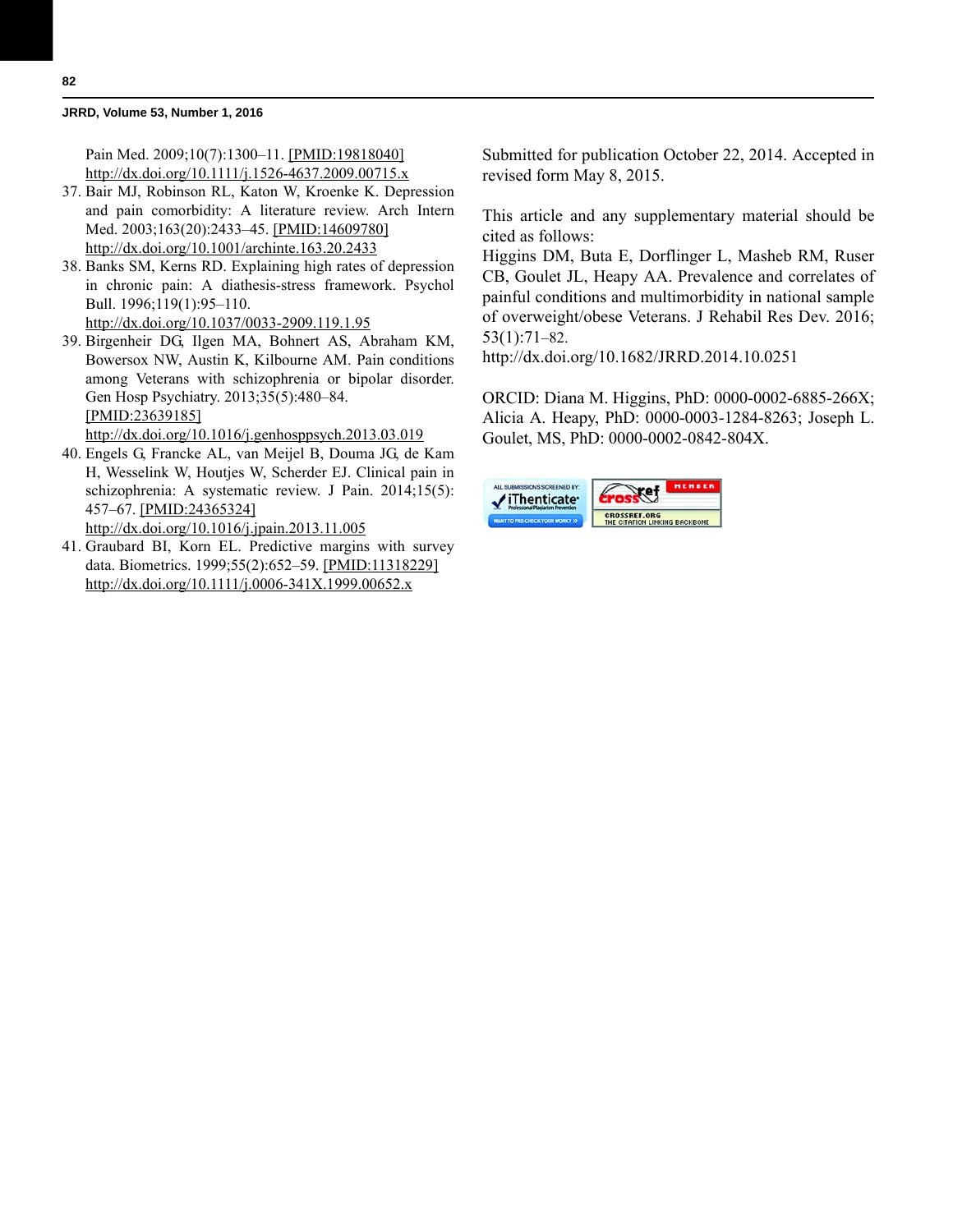Pain Med. 2009;10(7):1300–11. [PMID:19818040] http://dx.doi.org/10.1111/j.1526-4637.2009.00715.x

37. Bair MJ, Robinson RL, Katon W, Kroenke K. Depression and pain comorbidity: A literature review. Arch Intern Med. 2003;163(20):2433–45. [PMID:14609780] http://dx.doi.org/10.1001/archinte.163.20.2433
38. Banks SM, Kerns RD. Explaining high rates of depression in chronic pain: A diathesis-stress framework. Psychol Bull. 1996;119(1):95–110. http://dx.doi.org/10.1037/0033-2909.119.1.95
39. Birgenheir DG, Ilgen MA, Bohnert AS, Abraham KM, Bowersox NW, Austin K, Kilbourne AM. Pain conditions among Veterans with schizophrenia or bipolar disorder. Gen Hosp Psychiatry. 2013;35(5):480–84. [PMID:23639185] http://dx.doi.org/10.1016/j.genhosppsych.2013.03.019
40. Engels G, Francke AL, van Meijel B, Douma JG, de Kam H, Wesselink W, Houtjes W, Scherder EJ. Clinical pain in schizophrenia: A systematic review. J Pain. 2014;15(5): 457–67. [PMID:24365324] http://dx.doi.org/10.1016/j.jpain.2013.11.005
41. Graubard BI, Korn EL. Predictive margins with survey data. Biometrics. 1999;55(2):652–59. [PMID:11318229] http://dx.doi.org/10.1111/j.0006-341X.1999.00652.x

Submitted for publication October 22, 2014. Accepted in revised form May 8, 2015.

This article and any supplementary material should be cited as follows:
Higgins DM, Buta E, Dorflinger L, Masheb RM, Ruser CB, Goulet JL, Heapy AA. Prevalence and correlates of painful conditions and multimorbidity in national sample of overweight/obese Veterans. J Rehabil Res Dev. 2016; 53(1):71–82.
http://dx.doi.org/10.1682/JRRD.2014.10.0251

ORCID: Diana M. Higgins, PhD: 0000-0002-6885-266X; Alicia A. Heapy, PhD: 0000-0003-1284-8263; Joseph L. Goulet, MS, PhD: 0000-0002-0842-804X.